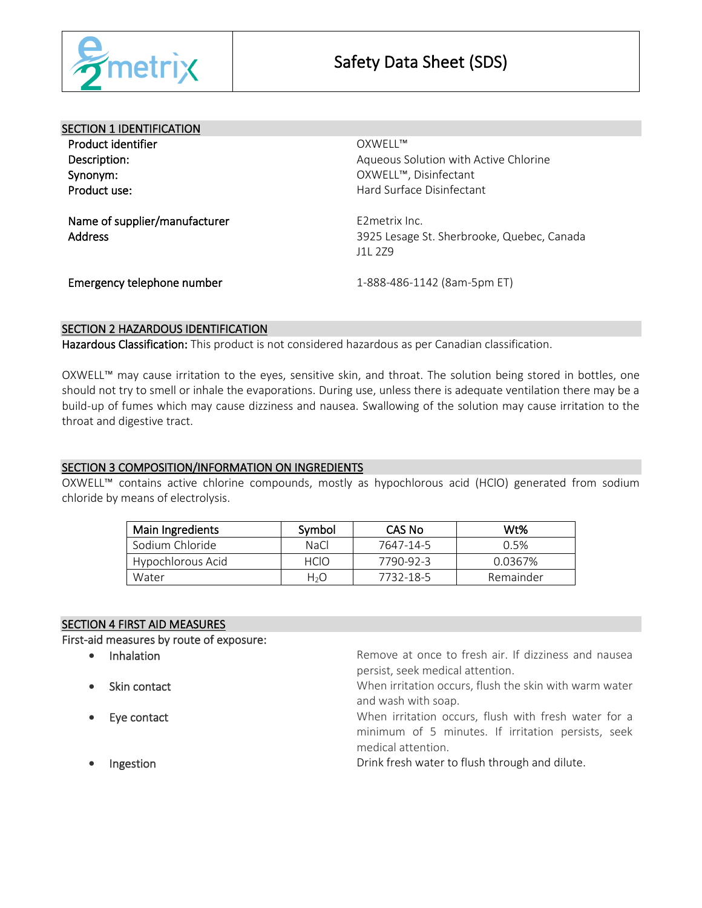# Safety Data Sheet (SDS)

## SECTION 1 IDENTIFICATION

**Product identifier** OXWELL™
**Description:** Aqueous Solution with Active Chlorine
**Synonym:** OXWELL™, Disinfectant
**Product use:** Hard Surface Disinfectant

**Name of supplier/manufacturer** E2metrix Inc.
**Address** 3925 Lesage St. Sherbrooke, Quebec, Canada J1L 2Z9

**Emergency telephone number** 1-888-486-1142 (8am-5pm ET)

## SECTION 2 HAZARDOUS IDENTIFICATION

**Hazardous Classification:** This product is not considered hazardous as per Canadian classification.

OXWELL™ may cause irritation to the eyes, sensitive skin, and throat. The solution being stored in bottles, one should not try to smell or inhale the evaporations. During use, unless there is adequate ventilation there may be a build-up of fumes which may cause dizziness and nausea. Swallowing of the solution may cause irritation to the throat and digestive tract.

## SECTION 3 COMPOSITION/INFORMATION ON INGREDIENTS

OXWELL™ contains active chlorine compounds, mostly as hypochlorous acid (HClO) generated from sodium chloride by means of electrolysis.

| Main Ingredients | Symbol | CAS No | Wt% |
|---|---|---|---|
| Sodium Chloride | NaCl | 7647-14-5 | 0.5% |
| Hypochlorous Acid | HClO | 7790-92-3 | 0.0367% |
| Water | $H_2O$ | 7732-18-5 | Remainder |

## SECTION 4 FIRST AID MEASURES

First-aid measures by route of exposure:

- **Inhalation** — Remove at once to fresh air. If dizziness and nausea persist, seek medical attention.
- **Skin contact** — When irritation occurs, flush the skin with warm water and wash with soap.
- **Eye contact** — When irritation occurs, flush with fresh water for a minimum of 5 minutes. If irritation persists, seek medical attention.
- **Ingestion** — Drink fresh water to flush through and dilute.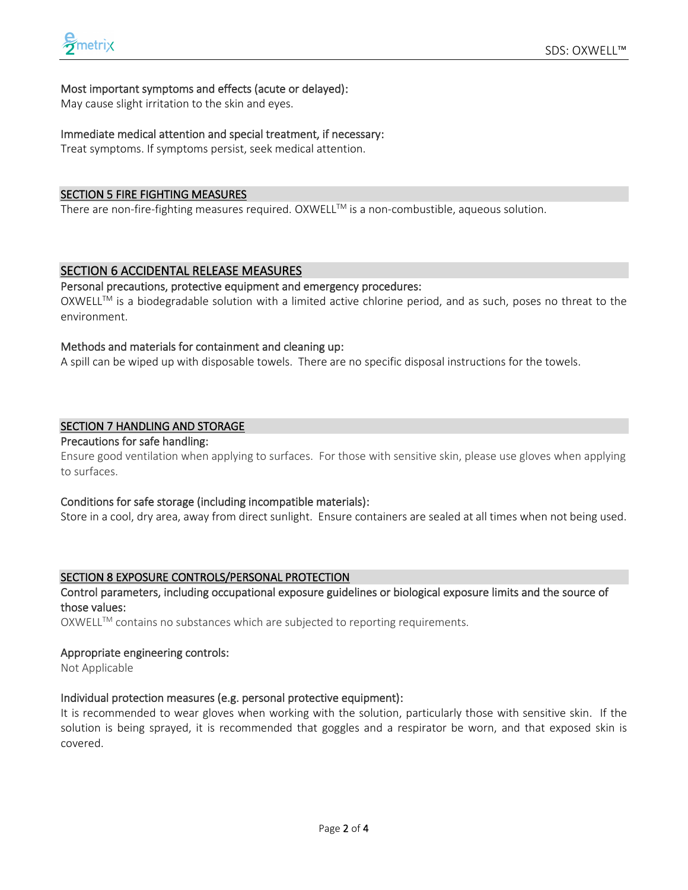### Most important symptoms and effects (acute or delayed):

May cause slight irritation to the skin and eyes.

### Immediate medical attention and special treatment, if necessary:

Treat symptoms. If symptoms persist, seek medical attention.

## SECTION 5 FIRE FIGHTING MEASURES

There are non-fire-fighting measures required. OXWELL™ is a non-combustible, aqueous solution.

## SECTION 6 ACCIDENTAL RELEASE MEASURES

### Personal precautions, protective equipment and emergency procedures:

OXWELL™ is a biodegradable solution with a limited active chlorine period, and as such, poses no threat to the environment.

### Methods and materials for containment and cleaning up:

A spill can be wiped up with disposable towels. There are no specific disposal instructions for the towels.

## SECTION 7 HANDLING AND STORAGE

### Precautions for safe handling:

Ensure good ventilation when applying to surfaces. For those with sensitive skin, please use gloves when applying to surfaces.

### Conditions for safe storage (including incompatible materials):

Store in a cool, dry area, away from direct sunlight. Ensure containers are sealed at all times when not being used.

## SECTION 8 EXPOSURE CONTROLS/PERSONAL PROTECTION

### Control parameters, including occupational exposure guidelines or biological exposure limits and the source of those values:

OXWELL™ contains no substances which are subjected to reporting requirements.

### Appropriate engineering controls:

Not Applicable

### Individual protection measures (e.g. personal protective equipment):

It is recommended to wear gloves when working with the solution, particularly those with sensitive skin. If the solution is being sprayed, it is recommended that goggles and a respirator be worn, and that exposed skin is covered.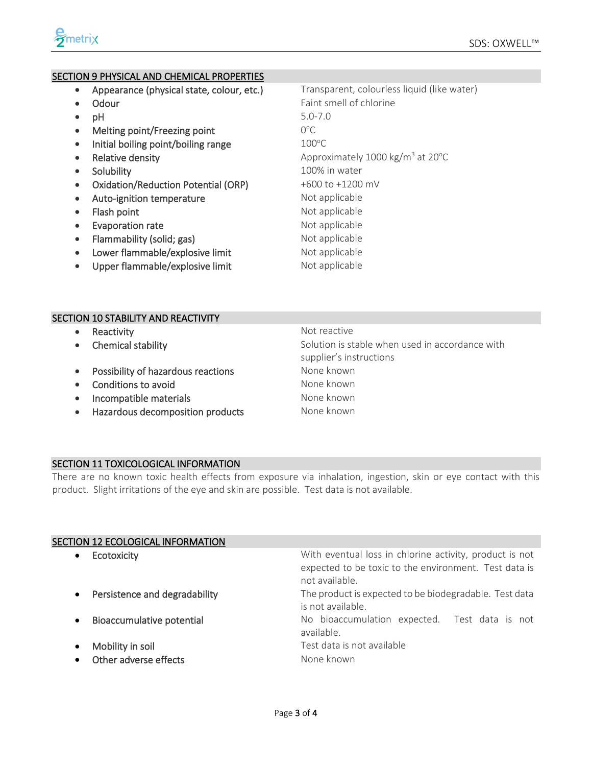## SECTION 9 PHYSICAL AND CHEMICAL PROPERTIES

- Appearance (physical state, colour, etc.) — Transparent, colourless liquid (like water)
- Odour — Faint smell of chlorine
- pH — 5.0-7.0
- Melting point/Freezing point — 0°C
- Initial boiling point/boiling range — 100°C
- Relative density — Approximately 1000 kg/m$^3$ at 20°C
- Solubility — 100% in water
- Oxidation/Reduction Potential (ORP) — +600 to +1200 mV
- Auto-ignition temperature — Not applicable
- Flash point — Not applicable
- Evaporation rate — Not applicable
- Flammability (solid; gas) — Not applicable
- Lower flammable/explosive limit — Not applicable
- Upper flammable/explosive limit — Not applicable

## SECTION 10 STABILITY AND REACTIVITY

- Reactivity — Not reactive
- Chemical stability — Solution is stable when used in accordance with supplier's instructions
- Possibility of hazardous reactions — None known
- Conditions to avoid — None known
- Incompatible materials — None known
- Hazardous decomposition products — None known

## SECTION 11 TOXICOLOGICAL INFORMATION

There are no known toxic health effects from exposure via inhalation, ingestion, skin or eye contact with this product. Slight irritations of the eye and skin are possible. Test data is not available.

## SECTION 12 ECOLOGICAL INFORMATION

- Ecotoxicity — With eventual loss in chlorine activity, product is not expected to be toxic to the environment. Test data is not available.
- Persistence and degradability — The product is expected to be biodegradable. Test data is not available.
- Bioaccumulative potential — No bioaccumulation expected. Test data is not available.
- Mobility in soil — Test data is not available
- Other adverse effects — None known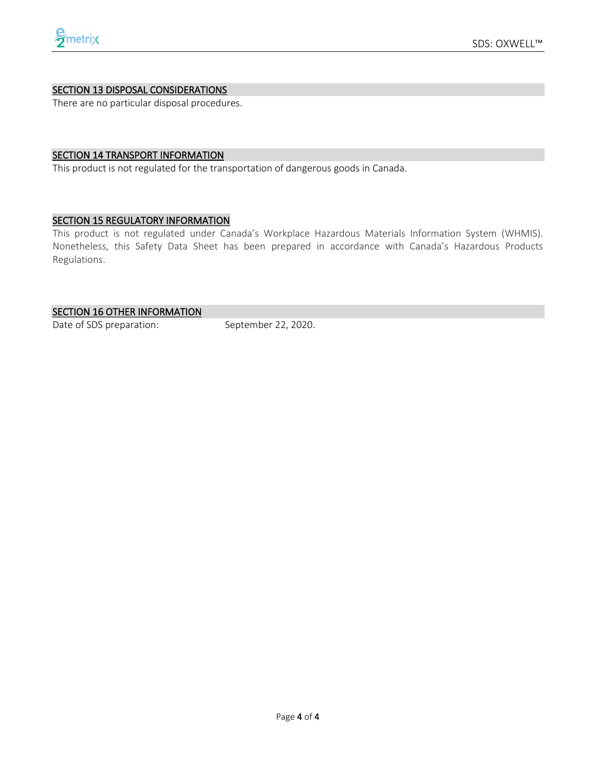## SECTION 13 DISPOSAL CONSIDERATIONS

There are no particular disposal procedures.

## SECTION 14 TRANSPORT INFORMATION

This product is not regulated for the transportation of dangerous goods in Canada.

## SECTION 15 REGULATORY INFORMATION

This product is not regulated under Canada's Workplace Hazardous Materials Information System (WHMIS). Nonetheless, this Safety Data Sheet has been prepared in accordance with Canada's Hazardous Products Regulations.

## SECTION 16 OTHER INFORMATION

Date of SDS preparation: September 22, 2020.